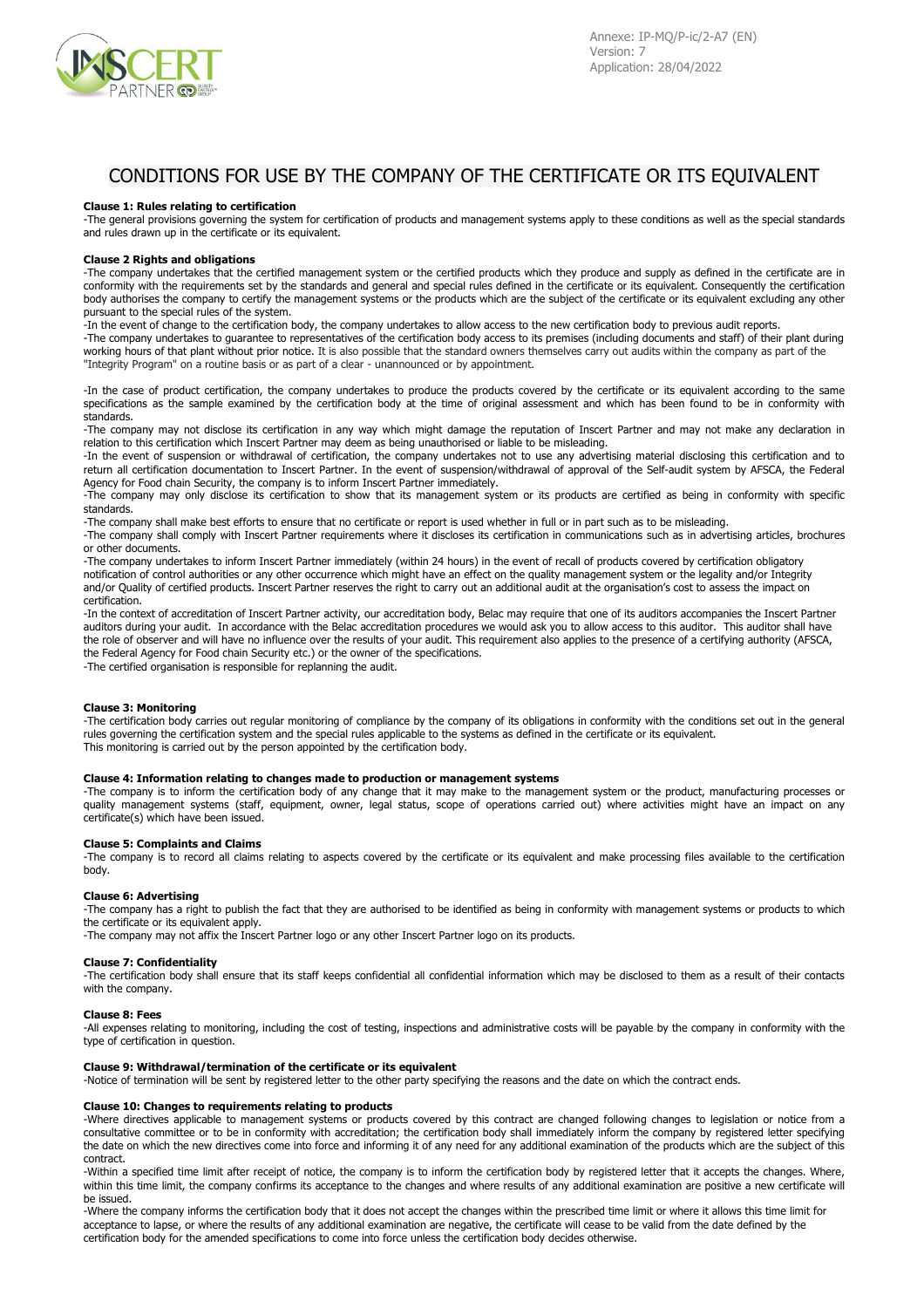Annexe: IP-MQ/P-ic/2-A7 (EN)
Version: 7
Application: 28/04/2022

# CONDITIONS FOR USE BY THE COMPANY OF THE CERTIFICATE OR ITS EQUIVALENT

**Clause 1: Rules relating to certification**

-The general provisions governing the system for certification of products and management systems apply to these conditions as well as the special standards and rules drawn up in the certificate or its equivalent.

**Clause 2 Rights and obligations**

-The company undertakes that the certified management system or the certified products which they produce and supply as defined in the certificate are in conformity with the requirements set by the standards and general and special rules defined in the certificate or its equivalent. Consequently the certification body authorises the company to certify the management systems or the products which are the subject of the certificate or its equivalent excluding any other pursuant to the special rules of the system.

-In the event of change to the certification body, the company undertakes to allow access to the new certification body to previous audit reports.

-The company undertakes to guarantee to representatives of the certification body access to its premises (including documents and staff) of their plant during working hours of that plant without prior notice. It is also possible that the standard owners themselves carry out audits within the company as part of the "Integrity Program" on a routine basis or as part of a clear - unannounced or by appointment.

-In the case of product certification, the company undertakes to produce the products covered by the certificate or its equivalent according to the same specifications as the sample examined by the certification body at the time of original assessment and which has been found to be in conformity with standards.

-The company may not disclose its certification in any way which might damage the reputation of Inscert Partner and may not make any declaration in relation to this certification which Inscert Partner may deem as being unauthorised or liable to be misleading.

-In the event of suspension or withdrawal of certification, the company undertakes not to use any advertising material disclosing this certification and to return all certification documentation to Inscert Partner. In the event of suspension/withdrawal of approval of the Self-audit system by AFSCA, the Federal Agency for Food chain Security, the company is to inform Inscert Partner immediately.

-The company may only disclose its certification to show that its management system or its products are certified as being in conformity with specific standards.

-The company shall make best efforts to ensure that no certificate or report is used whether in full or in part such as to be misleading.

-The company shall comply with Inscert Partner requirements where it discloses its certification in communications such as in advertising articles, brochures or other documents.

-The company undertakes to inform Inscert Partner immediately (within 24 hours) in the event of recall of products covered by certification obligatory notification of control authorities or any other occurrence which might have an effect on the quality management system or the legality and/or Integrity and/or Quality of certified products. Inscert Partner reserves the right to carry out an additional audit at the organisation's cost to assess the impact on certification.

-In the context of accreditation of Inscert Partner activity, our accreditation body, Belac may require that one of its auditors accompanies the Inscert Partner auditors during your audit. In accordance with the Belac accreditation procedures we would ask you to allow access to this auditor. This auditor shall have the role of observer and will have no influence over the results of your audit. This requirement also applies to the presence of a certifying authority (AFSCA, the Federal Agency for Food chain Security etc.) or the owner of the specifications.

-The certified organisation is responsible for replanning the audit.

**Clause 3: Monitoring**

-The certification body carries out regular monitoring of compliance by the company of its obligations in conformity with the conditions set out in the general rules governing the certification system and the special rules applicable to the systems as defined in the certificate or its equivalent.
This monitoring is carried out by the person appointed by the certification body.

**Clause 4: Information relating to changes made to production or management systems**

-The company is to inform the certification body of any change that it may make to the management system or the product, manufacturing processes or quality management systems (staff, equipment, owner, legal status, scope of operations carried out) where activities might have an impact on any certificate(s) which have been issued.

**Clause 5: Complaints and Claims**

-The company is to record all claims relating to aspects covered by the certificate or its equivalent and make processing files available to the certification body.

**Clause 6: Advertising**

-The company has a right to publish the fact that they are authorised to be identified as being in conformity with management systems or products to which the certificate or its equivalent apply.

-The company may not affix the Inscert Partner logo or any other Inscert Partner logo on its products.

**Clause 7: Confidentiality**

-The certification body shall ensure that its staff keeps confidential all confidential information which may be disclosed to them as a result of their contacts with the company.

**Clause 8: Fees**

-All expenses relating to monitoring, including the cost of testing, inspections and administrative costs will be payable by the company in conformity with the type of certification in question.

**Clause 9: Withdrawal/termination of the certificate or its equivalent**

-Notice of termination will be sent by registered letter to the other party specifying the reasons and the date on which the contract ends.

**Clause 10: Changes to requirements relating to products**

-Where directives applicable to management systems or products covered by this contract are changed following changes to legislation or notice from a consultative committee or to be in conformity with accreditation; the certification body shall immediately inform the company by registered letter specifying the date on which the new directives come into force and informing it of any need for any additional examination of the products which are the subject of this contract.

-Within a specified time limit after receipt of notice, the company is to inform the certification body by registered letter that it accepts the changes. Where, within this time limit, the company confirms its acceptance to the changes and where results of any additional examination are positive a new certificate will be issued.

-Where the company informs the certification body that it does not accept the changes within the prescribed time limit or where it allows this time limit for acceptance to lapse, or where the results of any additional examination are negative, the certificate will cease to be valid from the date defined by the certification body for the amended specifications to come into force unless the certification body decides otherwise.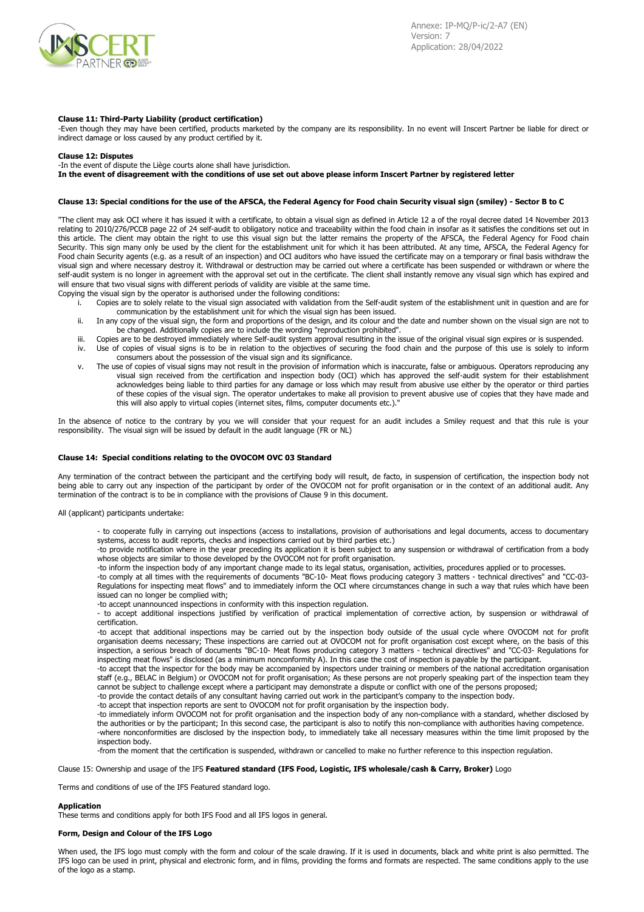**Clause 11: Third-Party Liability (product certification)**

-Even though they may have been certified, products marketed by the company are its responsibility. In no event will Inscert Partner be liable for direct or indirect damage or loss caused by any product certified by it.

**Clause 12: Disputes**

-In the event of dispute the Liège courts alone shall have jurisdiction.

**In the event of disagreement with the conditions of use set out above please inform Inscert Partner by registered letter**

**Clause 13: Special conditions for the use of the AFSCA, the Federal Agency for Food chain Security visual sign (smiley) - Sector B to C**

"The client may ask OCI where it has issued it with a certificate, to obtain a visual sign as defined in Article 12 a of the royal decree dated 14 November 2013 relating to 2010/276/PCCB page 22 of 24 self-audit to obligatory notice and traceability within the food chain in insofar as it satisfies the conditions set out in this article. The client may obtain the right to use this visual sign but the latter remains the property of the AFSCA, the Federal Agency for Food chain Security. This sign many only be used by the client for the establishment unit for which it has been attributed. At any time, AFSCA, the Federal Agency for Food chain Security agents (e.g. as a result of an inspection) and OCI auditors who have issued the certificate may on a temporary or final basis withdraw the visual sign and where necessary destroy it. Withdrawal or destruction may be carried out where a certificate has been suspended or withdrawn or where the self-audit system is no longer in agreement with the approval set out in the certificate. The client shall instantly remove any visual sign which has expired and will ensure that two visual signs with different periods of validity are visible at the same time.

Copying the visual sign by the operator is authorised under the following conditions:

i. Copies are to solely relate to the visual sign associated with validation from the Self-audit system of the establishment unit in question and are for communication by the establishment unit for which the visual sign has been issued.
ii. In any copy of the visual sign, the form and proportions of the design, and its colour and the date and number shown on the visual sign are not to be changed. Additionally copies are to include the wording "reproduction prohibited".
iii. Copies are to be destroyed immediately where Self-audit system approval resulting in the issue of the original visual sign expires or is suspended.
iv. Use of copies of visual signs is to be in relation to the objectives of securing the food chain and the purpose of this use is solely to inform consumers about the possession of the visual sign and its significance.
v. The use of copies of visual signs may not result in the provision of information which is inaccurate, false or ambiguous. Operators reproducing any visual sign received from the certification and inspection body (OCI) which has approved the self-audit system for their establishment acknowledges being liable to third parties for any damage or loss which may result from abusive use either by the operator or third parties of these copies of the visual sign. The operator undertakes to make all provision to prevent abusive use of copies that they have made and this will also apply to virtual copies (internet sites, films, computer documents etc.)."

In the absence of notice to the contrary by you we will consider that your request for an audit includes a Smiley request and that this rule is your responsibility. The visual sign will be issued by default in the audit language (FR or NL)

**Clause 14: Special conditions relating to the OVOCOM OVC 03 Standard**

Any termination of the contract between the participant and the certifying body will result, de facto, in suspension of certification, the inspection body not being able to carry out any inspection of the participant by order of the OVOCOM not for profit organisation or in the context of an additional audit. Any termination of the contract is to be in compliance with the provisions of Clause 9 in this document.

All (applicant) participants undertake:

- to cooperate fully in carrying out inspections (access to installations, provision of authorisations and legal documents, access to documentary systems, access to audit reports, checks and inspections carried out by third parties etc.)

-to provide notification where in the year preceding its application it is been subject to any suspension or withdrawal of certification from a body whose objects are similar to those developed by the OVOCOM not for profit organisation.

-to inform the inspection body of any important change made to its legal status, organisation, activities, procedures applied or to processes.

-to comply at all times with the requirements of documents "BC-10- Meat flows producing category 3 matters - technical directives" and "CC-03- Regulations for inspecting meat flows" and to immediately inform the OCI where circumstances change in such a way that rules which have been issued can no longer be complied with;

-to accept unannounced inspections in conformity with this inspection regulation.

- to accept additional inspections justified by verification of practical implementation of corrective action, by suspension or withdrawal of certification.

-to accept that additional inspections may be carried out by the inspection body outside of the usual cycle where OVOCOM not for profit organisation deems necessary; These inspections are carried out at OVOCOM not for profit organisation cost except where, on the basis of this inspection, a serious breach of documents "BC-10- Meat flows producing category 3 matters - technical directives" and "CC-03- Regulations for inspecting meat flows" is disclosed (as a minimum nonconformity A). In this case the cost of inspection is payable by the participant.

-to accept that the inspector for the body may be accompanied by inspectors under training or members of the national accreditation organisation staff (e.g., BELAC in Belgium) or OVOCOM not for profit organisation; As these persons are not properly speaking part of the inspection team they cannot be subject to challenge except where a participant may demonstrate a dispute or conflict with one of the persons proposed;

-to provide the contact details of any consultant having carried out work in the participant's company to the inspection body.

-to accept that inspection reports are sent to OVOCOM not for profit organisation by the inspection body.

-to immediately inform OVOCOM not for profit organisation and the inspection body of any non-compliance with a standard, whether disclosed by the authorities or by the participant; In this second case, the participant is also to notify this non-compliance with authorities having competence.

-where nonconformities are disclosed by the inspection body, to immediately take all necessary measures within the time limit proposed by the inspection body.

-from the moment that the certification is suspended, withdrawn or cancelled to make no further reference to this inspection regulation.

Clause 15: Ownership and usage of the IFS **Featured standard (IFS Food, Logistic, IFS wholesale/cash & Carry, Broker)** Logo

Terms and conditions of use of the IFS Featured standard logo.

**Application**

These terms and conditions apply for both IFS Food and all IFS logos in general.

**Form, Design and Colour of the IFS Logo**

When used, the IFS logo must comply with the form and colour of the scale drawing. If it is used in documents, black and white print is also permitted. The IFS logo can be used in print, physical and electronic form, and in films, providing the forms and formats are respected. The same conditions apply to the use of the logo as a stamp.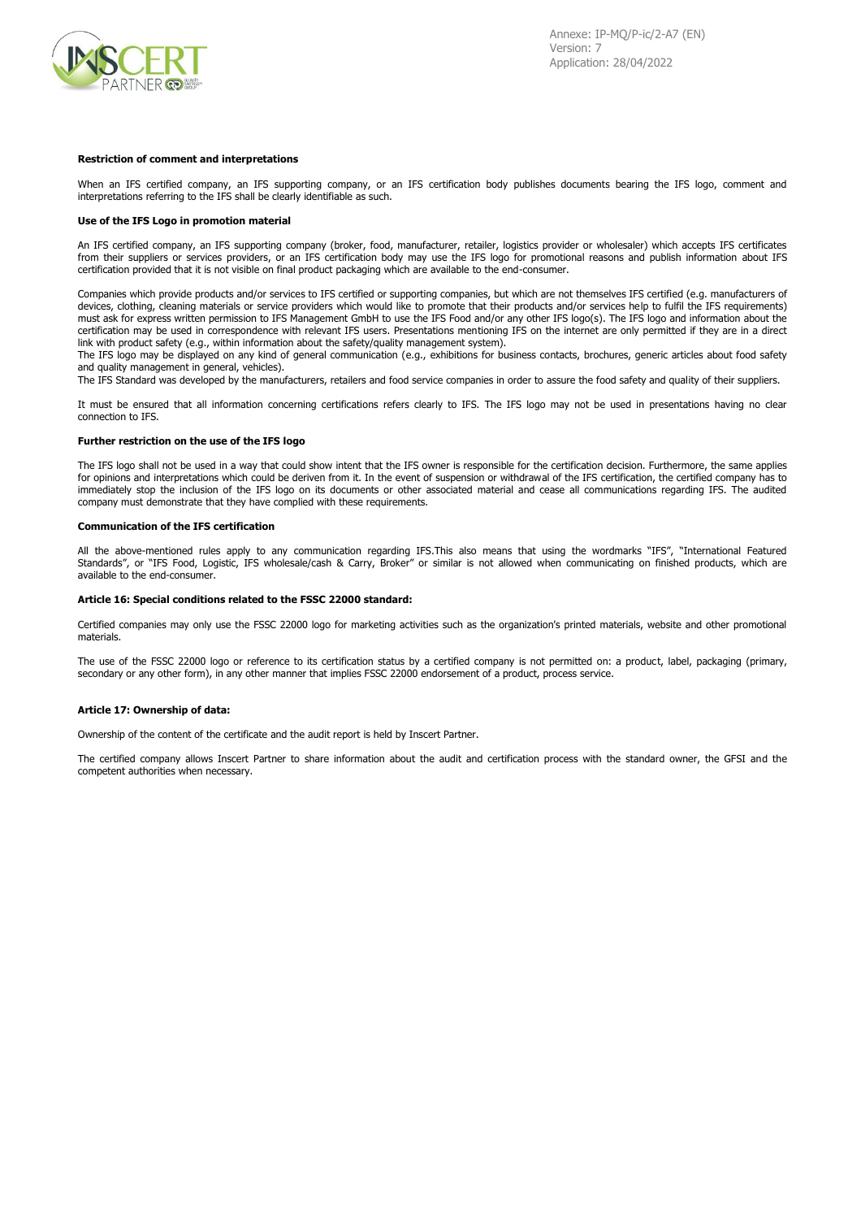**Restriction of comment and interpretations**

When an IFS certified company, an IFS supporting company, or an IFS certification body publishes documents bearing the IFS logo, comment and interpretations referring to the IFS shall be clearly identifiable as such.

**Use of the IFS Logo in promotion material**

An IFS certified company, an IFS supporting company (broker, food, manufacturer, retailer, logistics provider or wholesaler) which accepts IFS certificates from their suppliers or services providers, or an IFS certification body may use the IFS logo for promotional reasons and publish information about IFS certification provided that it is not visible on final product packaging which are available to the end-consumer.

Companies which provide products and/or services to IFS certified or supporting companies, but which are not themselves IFS certified (e.g. manufacturers of devices, clothing, cleaning materials or service providers which would like to promote that their products and/or services help to fulfil the IFS requirements) must ask for express written permission to IFS Management GmbH to use the IFS Food and/or any other IFS logo(s). The IFS logo and information about the certification may be used in correspondence with relevant IFS users. Presentations mentioning IFS on the internet are only permitted if they are in a direct link with product safety (e.g., within information about the safety/quality management system).
The IFS logo may be displayed on any kind of general communication (e.g., exhibitions for business contacts, brochures, generic articles about food safety and quality management in general, vehicles).
The IFS Standard was developed by the manufacturers, retailers and food service companies in order to assure the food safety and quality of their suppliers.

It must be ensured that all information concerning certifications refers clearly to IFS. The IFS logo may not be used in presentations having no clear connection to IFS.

**Further restriction on the use of the IFS logo**

The IFS logo shall not be used in a way that could show intent that the IFS owner is responsible for the certification decision. Furthermore, the same applies for opinions and interpretations which could be deriven from it. In the event of suspension or withdrawal of the IFS certification, the certified company has to immediately stop the inclusion of the IFS logo on its documents or other associated material and cease all communications regarding IFS. The audited company must demonstrate that they have complied with these requirements.

**Communication of the IFS certification**

All the above-mentioned rules apply to any communication regarding IFS.This also means that using the wordmarks "IFS", "International Featured Standards", or "IFS Food, Logistic, IFS wholesale/cash & Carry, Broker" or similar is not allowed when communicating on finished products, which are available to the end-consumer.

**Article 16: Special conditions related to the FSSC 22000 standard:**

Certified companies may only use the FSSC 22000 logo for marketing activities such as the organization's printed materials, website and other promotional materials.

The use of the FSSC 22000 logo or reference to its certification status by a certified company is not permitted on: a product, label, packaging (primary, secondary or any other form), in any other manner that implies FSSC 22000 endorsement of a product, process service.

**Article 17: Ownership of data:**

Ownership of the content of the certificate and the audit report is held by Inscert Partner.

The certified company allows Inscert Partner to share information about the audit and certification process with the standard owner, the GFSI and the competent authorities when necessary.